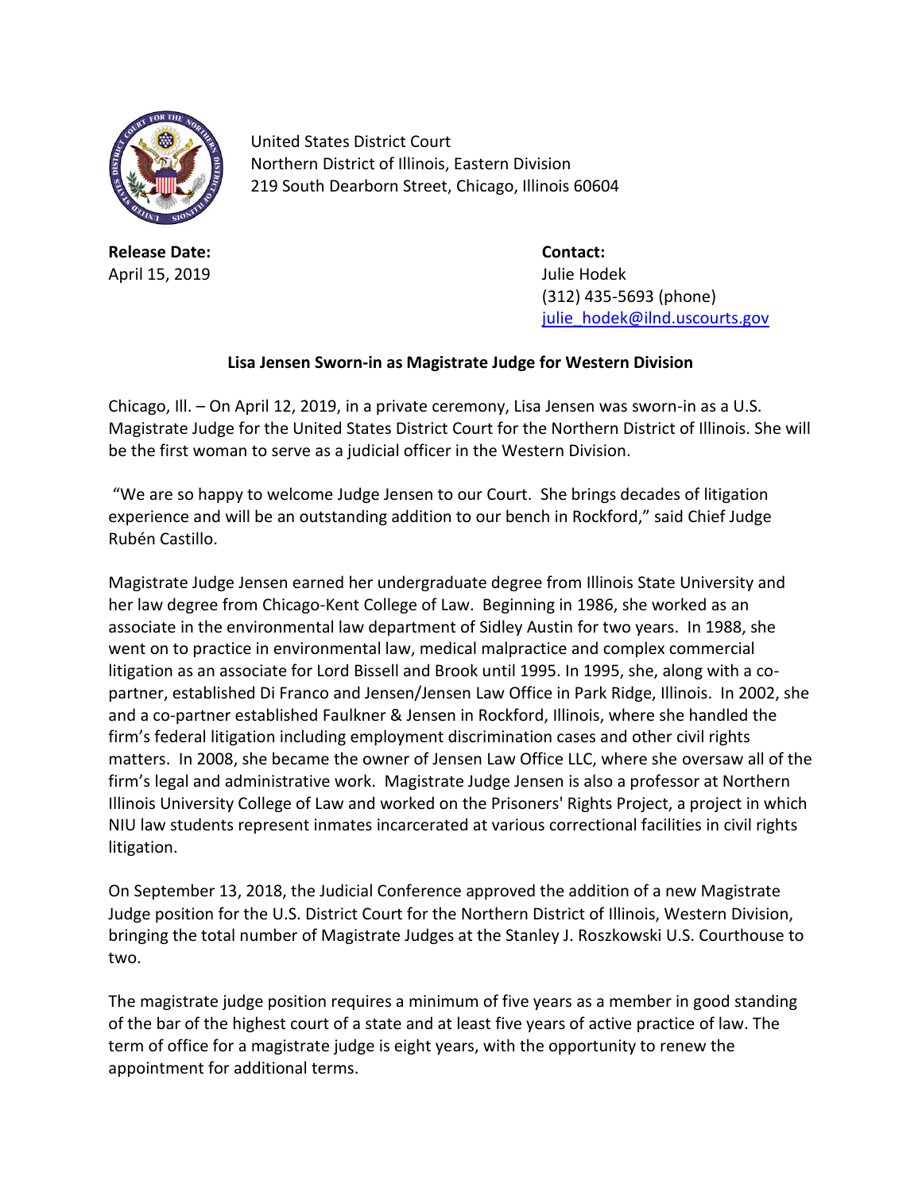United States District Court
Northern District of Illinois, Eastern Division
219 South Dearborn Street, Chicago, Illinois 60604

**Release Date:**
April 15, 2019

**Contact:**
Julie Hodek
(312) 435-5693 (phone)
julie_hodek@ilnd.uscourts.gov

**Lisa Jensen Sworn-in as Magistrate Judge for Western Division**

Chicago, Ill. – On April 12, 2019, in a private ceremony, Lisa Jensen was sworn-in as a U.S. Magistrate Judge for the United States District Court for the Northern District of Illinois. She will be the first woman to serve as a judicial officer in the Western Division.

"We are so happy to welcome Judge Jensen to our Court. She brings decades of litigation experience and will be an outstanding addition to our bench in Rockford," said Chief Judge Rubén Castillo.

Magistrate Judge Jensen earned her undergraduate degree from Illinois State University and her law degree from Chicago-Kent College of Law. Beginning in 1986, she worked as an associate in the environmental law department of Sidley Austin for two years. In 1988, she went on to practice in environmental law, medical malpractice and complex commercial litigation as an associate for Lord Bissell and Brook until 1995. In 1995, she, along with a co-partner, established Di Franco and Jensen/Jensen Law Office in Park Ridge, Illinois. In 2002, she and a co-partner established Faulkner & Jensen in Rockford, Illinois, where she handled the firm's federal litigation including employment discrimination cases and other civil rights matters. In 2008, she became the owner of Jensen Law Office LLC, where she oversaw all of the firm's legal and administrative work. Magistrate Judge Jensen is also a professor at Northern Illinois University College of Law and worked on the Prisoners' Rights Project, a project in which NIU law students represent inmates incarcerated at various correctional facilities in civil rights litigation.

On September 13, 2018, the Judicial Conference approved the addition of a new Magistrate Judge position for the U.S. District Court for the Northern District of Illinois, Western Division, bringing the total number of Magistrate Judges at the Stanley J. Roszkowski U.S. Courthouse to two.

The magistrate judge position requires a minimum of five years as a member in good standing of the bar of the highest court of a state and at least five years of active practice of law. The term of office for a magistrate judge is eight years, with the opportunity to renew the appointment for additional terms.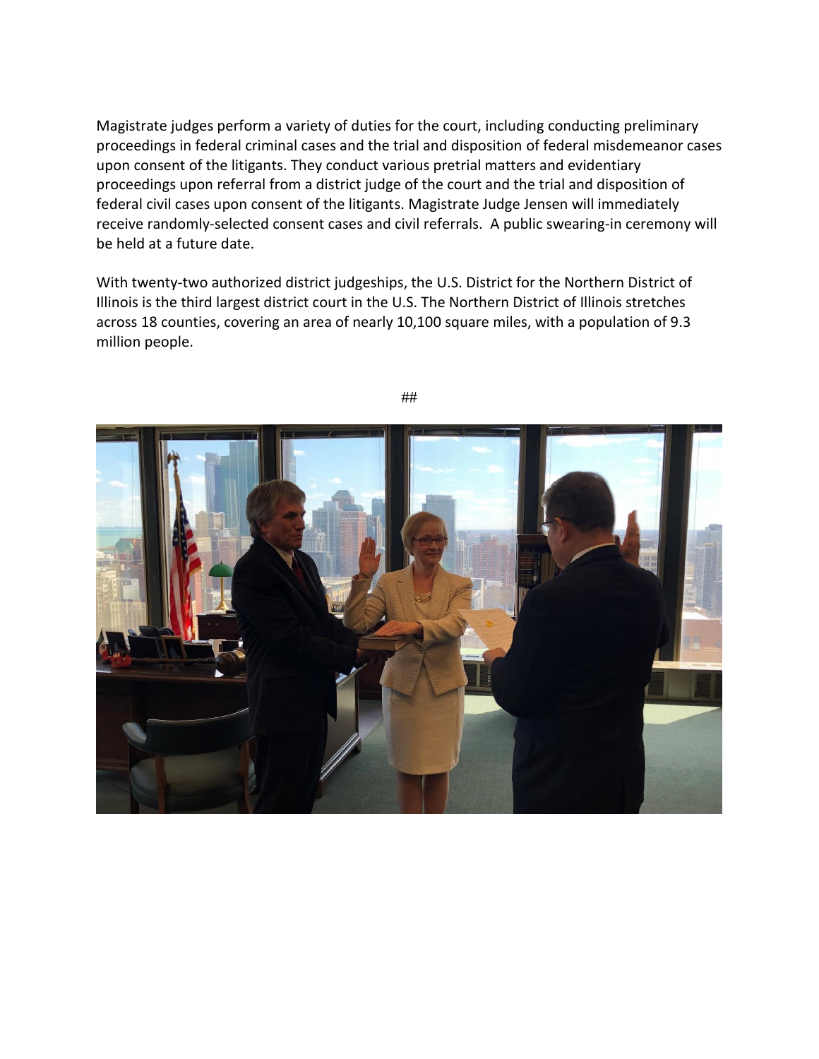Magistrate judges perform a variety of duties for the court, including conducting preliminary proceedings in federal criminal cases and the trial and disposition of federal misdemeanor cases upon consent of the litigants. They conduct various pretrial matters and evidentiary proceedings upon referral from a district judge of the court and the trial and disposition of federal civil cases upon consent of the litigants. Magistrate Judge Jensen will immediately receive randomly-selected consent cases and civil referrals. A public swearing-in ceremony will be held at a future date.

With twenty-two authorized district judgeships, the U.S. District for the Northern District of Illinois is the third largest district court in the U.S. The Northern District of Illinois stretches across 18 counties, covering an area of nearly 10,100 square miles, with a population of 9.3 million people.

##